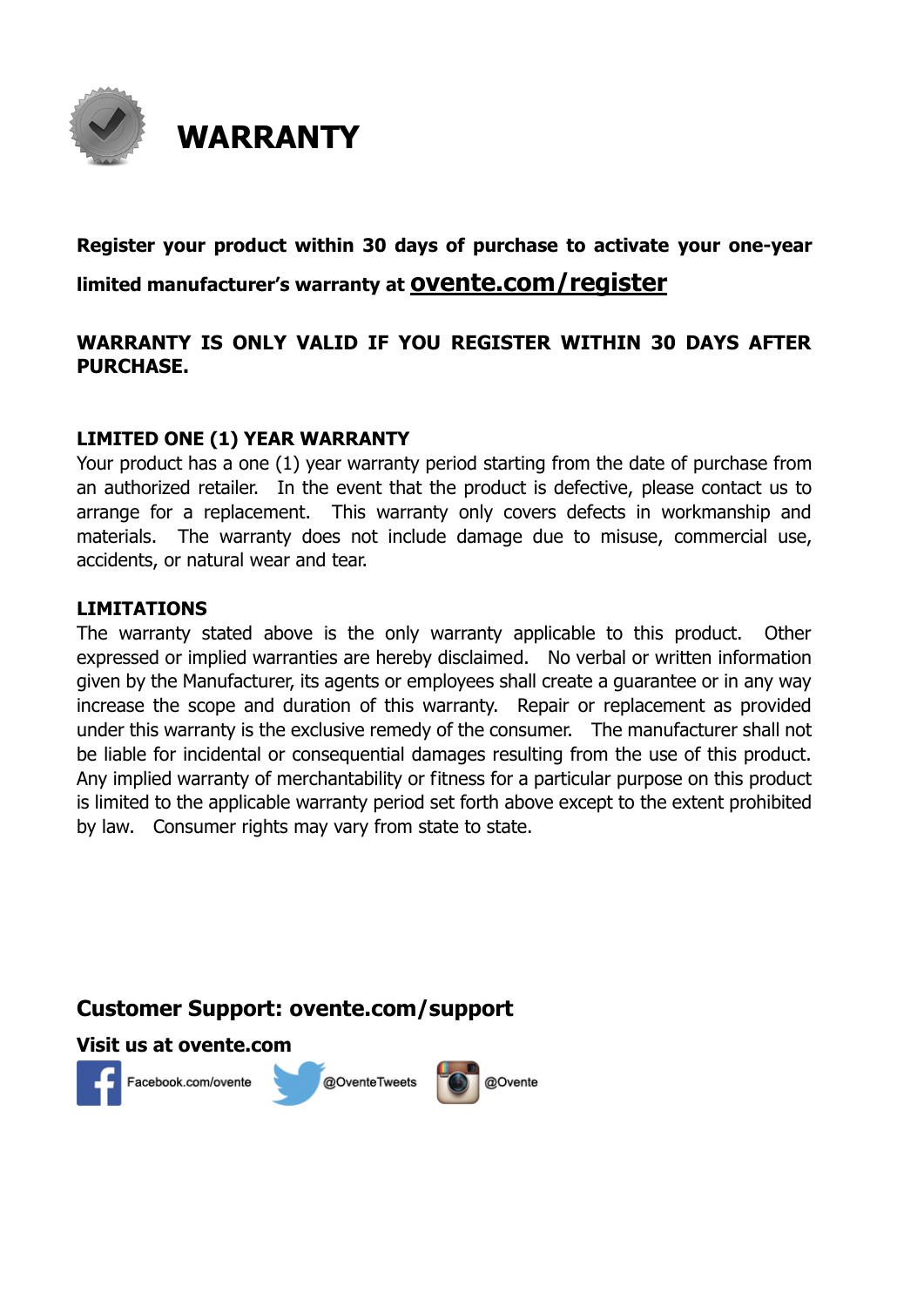# WARRANTY

**Register your product within 30 days of purchase to activate your one-year limited manufacturer's warranty at ovente.com/register**

**WARRANTY IS ONLY VALID IF YOU REGISTER WITHIN 30 DAYS AFTER PURCHASE.**

### LIMITED ONE (1) YEAR WARRANTY

Your product has a one (1) year warranty period starting from the date of purchase from an authorized retailer. In the event that the product is defective, please contact us to arrange for a replacement. This warranty only covers defects in workmanship and materials. The warranty does not include damage due to misuse, commercial use, accidents, or natural wear and tear.

### LIMITATIONS

The warranty stated above is the only warranty applicable to this product. Other expressed or implied warranties are hereby disclaimed. No verbal or written information given by the Manufacturer, its agents or employees shall create a guarantee or in any way increase the scope and duration of this warranty. Repair or replacement as provided under this warranty is the exclusive remedy of the consumer. The manufacturer shall not be liable for incidental or consequential damages resulting from the use of this product. Any implied warranty of merchantability or fitness for a particular purpose on this product is limited to the applicable warranty period set forth above except to the extent prohibited by law. Consumer rights may vary from state to state.

## Customer Support: ovente.com/support

**Visit us at ovente.com**

Facebook.com/ovente @OventeTweets @Ovente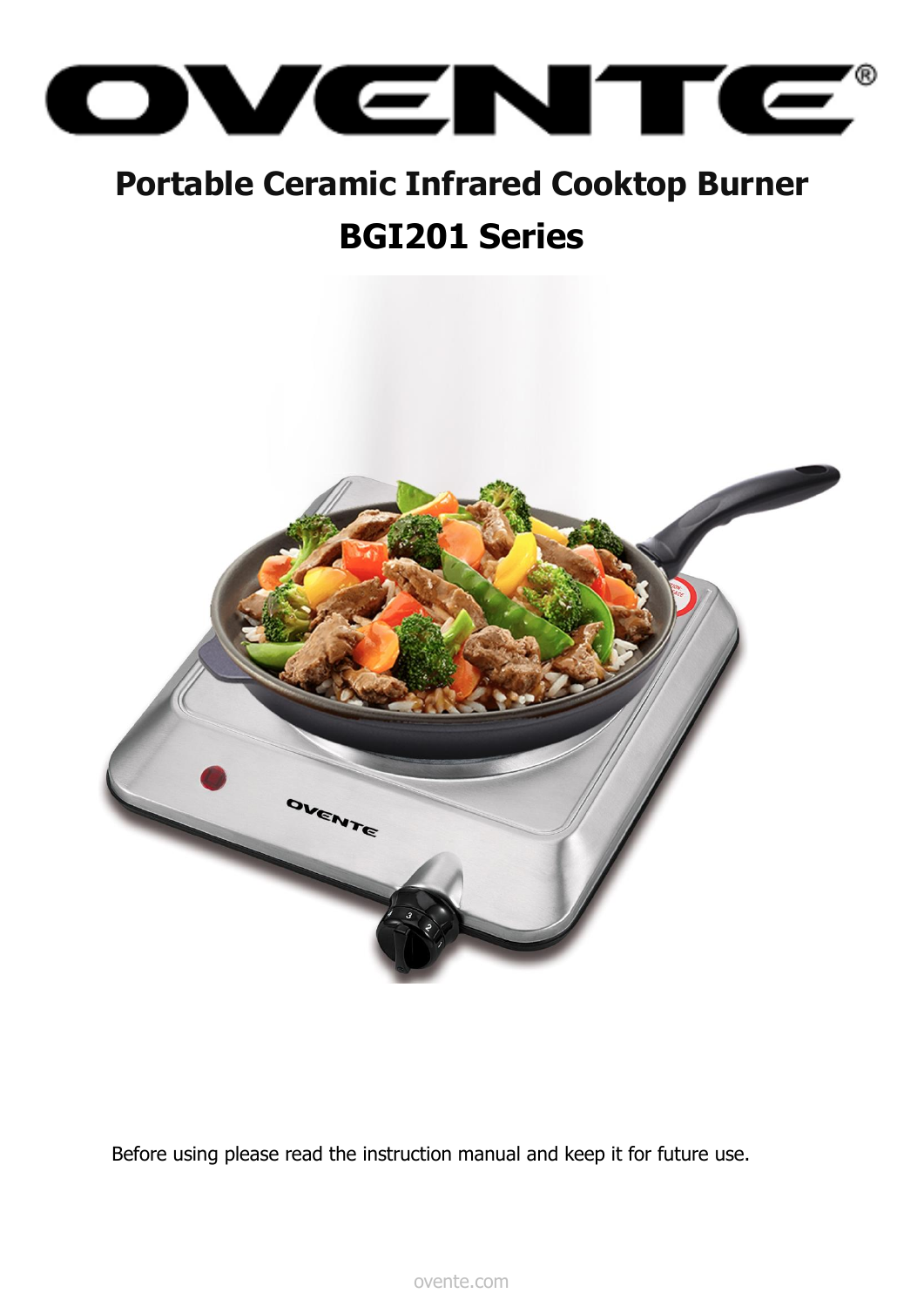# OVENTE®

## Portable Ceramic Infrared Cooktop Burner

## BGI201 Series

Before using please read the instruction manual and keep it for future use.

ovente.com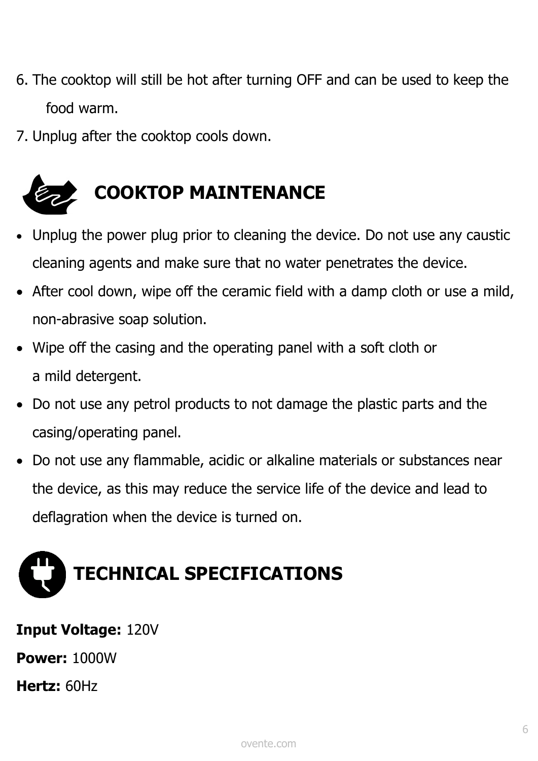6. The cooktop will still be hot after turning OFF and can be used to keep the food warm.
7. Unplug after the cooktop cools down.

## COOKTOP MAINTENANCE

- Unplug the power plug prior to cleaning the device. Do not use any caustic cleaning agents and make sure that no water penetrates the device.
- After cool down, wipe off the ceramic field with a damp cloth or use a mild, non-abrasive soap solution.
- Wipe off the casing and the operating panel with a soft cloth or a mild detergent.
- Do not use any petrol products to not damage the plastic parts and the casing/operating panel.
- Do not use any flammable, acidic or alkaline materials or substances near the device, as this may reduce the service life of the device and lead to deflagration when the device is turned on.

## TECHNICAL SPECIFICATIONS

**Input Voltage:** 120V

**Power:** 1000W

**Hertz:** 60Hz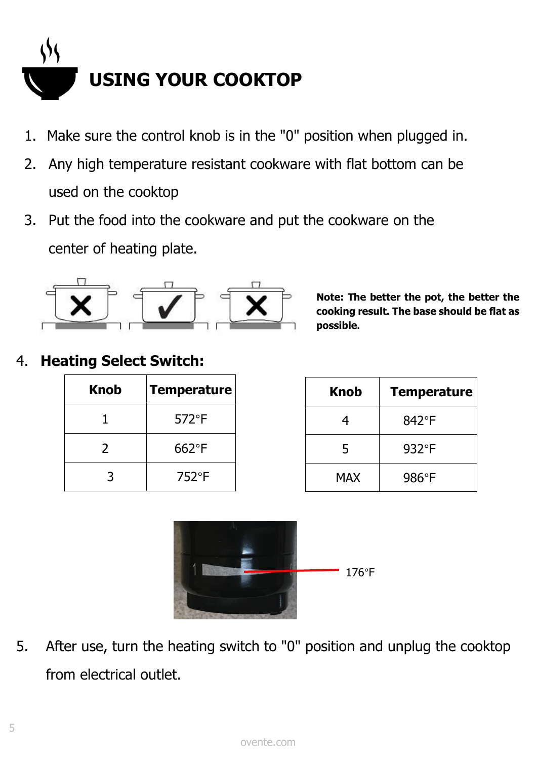# USING YOUR COOKTOP

1. Make sure the control knob is in the "0" position when plugged in.
2. Any high temperature resistant cookware with flat bottom can be used on the cooktop
3. Put the food into the cookware and put the cookware on the center of heating plate.

**Note: The better the pot, the better the cooking result. The base should be flat as possible.**

4. **Heating Select Switch:**

| Knob | Temperature |
|---|---|
| 1 | 572°F |
| 2 | 662°F |
| 3 | 752°F |
| 4 | 842°F |
| 5 | 932°F |
| MAX | 986°F |

176°F

5. After use, turn the heating switch to "0" position and unplug the cooktop from electrical outlet.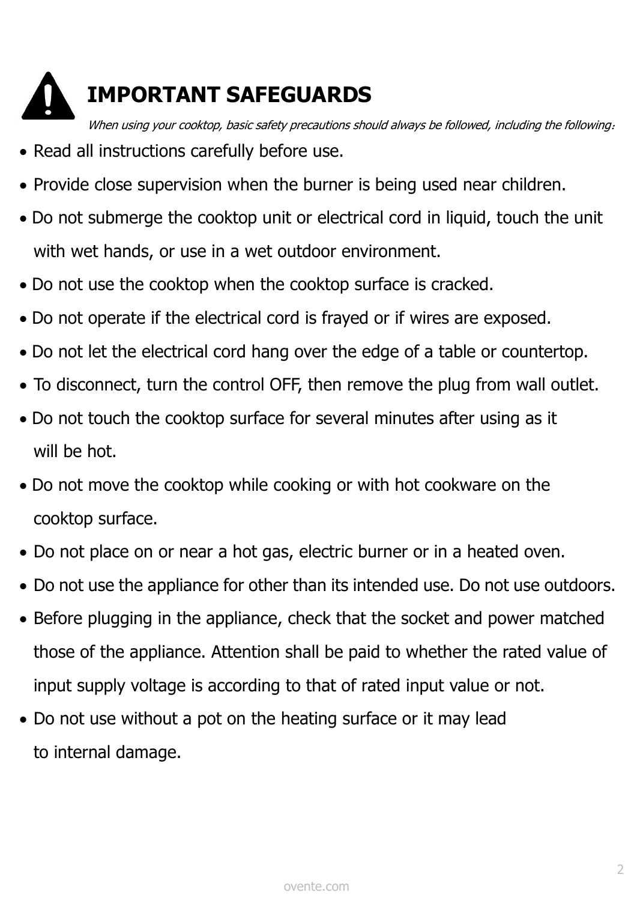# IMPORTANT SAFEGUARDS

*When using your cooktop, basic safety precautions should always be followed, including the following:*

- Read all instructions carefully before use.
- Provide close supervision when the burner is being used near children.
- Do not submerge the cooktop unit or electrical cord in liquid, touch the unit with wet hands, or use in a wet outdoor environment.
- Do not use the cooktop when the cooktop surface is cracked.
- Do not operate if the electrical cord is frayed or if wires are exposed.
- Do not let the electrical cord hang over the edge of a table or countertop.
- To disconnect, turn the control OFF, then remove the plug from wall outlet.
- Do not touch the cooktop surface for several minutes after using as it will be hot.
- Do not move the cooktop while cooking or with hot cookware on the cooktop surface.
- Do not place on or near a hot gas, electric burner or in a heated oven.
- Do not use the appliance for other than its intended use. Do not use outdoors.
- Before plugging in the appliance, check that the socket and power matched those of the appliance. Attention shall be paid to whether the rated value of input supply voltage is according to that of rated input value or not.
- Do not use without a pot on the heating surface or it may lead to internal damage.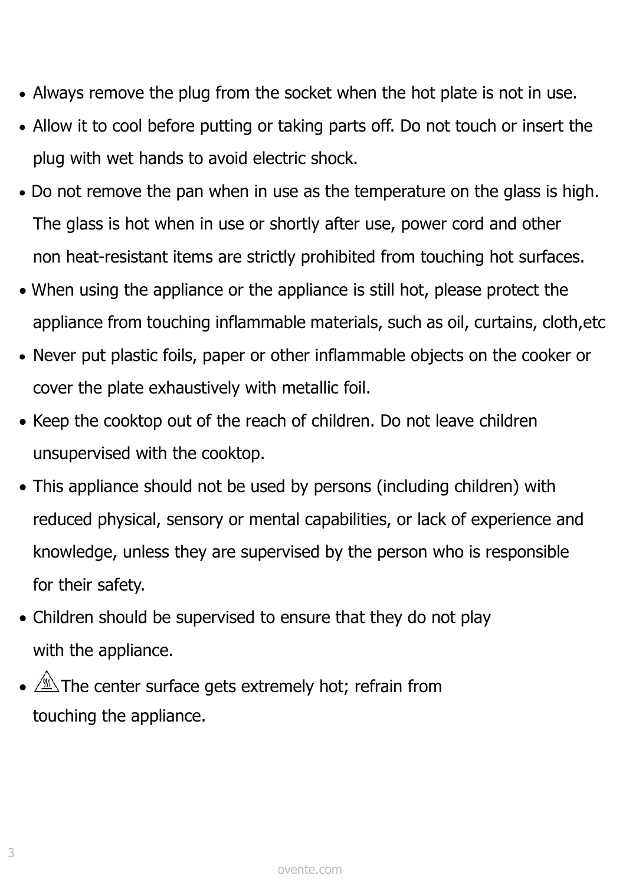- Always remove the plug from the socket when the hot plate is not in use.
- Allow it to cool before putting or taking parts off. Do not touch or insert the plug with wet hands to avoid electric shock.
- Do not remove the pan when in use as the temperature on the glass is high. The glass is hot when in use or shortly after use, power cord and other non heat-resistant items are strictly prohibited from touching hot surfaces.
- When using the appliance or the appliance is still hot, please protect the appliance from touching inflammable materials, such as oil, curtains, cloth,etc
- Never put plastic foils, paper or other inflammable objects on the cooker or cover the plate exhaustively with metallic foil.
- Keep the cooktop out of the reach of children. Do not leave children unsupervised with the cooktop.
- This appliance should not be used by persons (including children) with reduced physical, sensory or mental capabilities, or lack of experience and knowledge, unless they are supervised by the person who is responsible for their safety.
- Children should be supervised to ensure that they do not play with the appliance.
- ⚠ The center surface gets extremely hot; refrain from touching the appliance.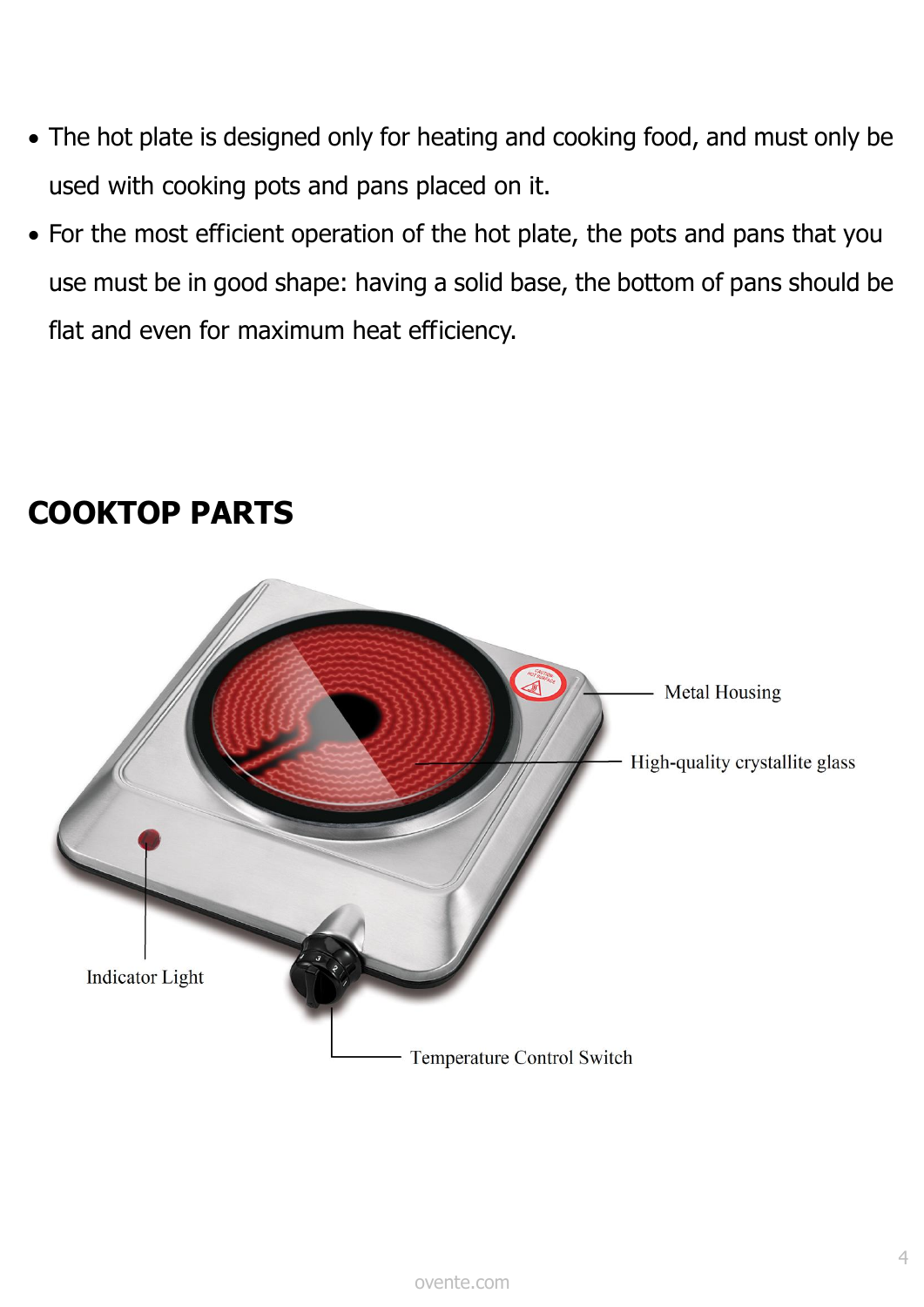- The hot plate is designed only for heating and cooking food, and must only be used with cooking pots and pans placed on it.
- For the most efficient operation of the hot plate, the pots and pans that you use must be in good shape: having a solid base, the bottom of pans should be flat and even for maximum heat efficiency.

## COOKTOP PARTS

Metal Housing

High-quality crystallite glass

Indicator Light

Temperature Control Switch